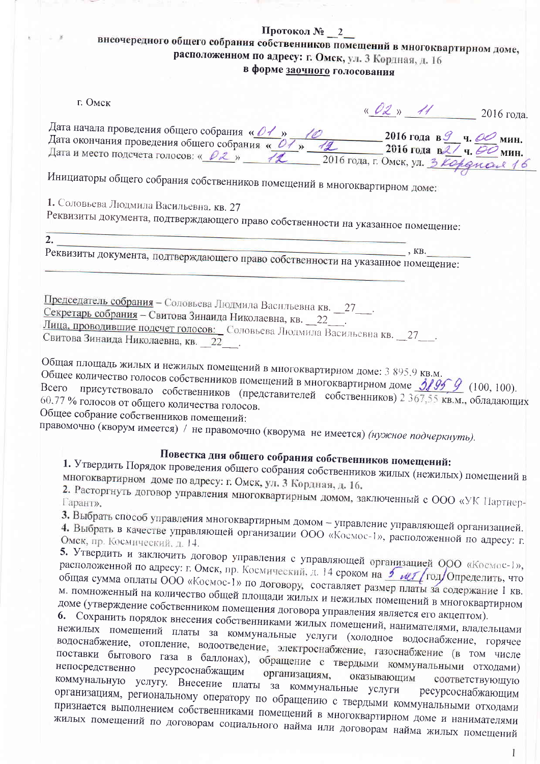# Протокол № __2__

## внеочередного общего собрания собственников помещений в многоквартирном доме, расположенном по адресу: г. Омск, ул. 3 Кордная, д. 16 в форме заочного голосования

г. Омск «_02_» _11_ 2016 года.

Дата начала проведения общего собрания «_01_» _10_ 2016 года в _9_ ч. _00_ мин.
Дата окончания проведения общего собрания «_01_» _12_ 2016 года в _21_ ч. _00_ мин.
Дата и место подсчета голосов: «_02_» _12_ 2016 года, г. Омск, ул. _3 Кордная 16_

Инициаторы общего собрания собственников помещений в многоквартирном доме:

1. Соловьева Людмила Васильевна. кв. 27
Реквизиты документа, подтверждающего право собственности на указанное помещение:
____________________________________________

2. ____________________________________________, кв.________
Реквизиты документа, подтверждающего право собственности на указанное помещение:
____________________________________________

Председатель собрания – Соловьева Людмила Васильевна кв. __27___.
Секретарь собрания – Свитова Зинаида Николаевна, кв. __22___.
Лица, проводившие подсчет голосов: _ Соловьева Людмила Васильевна кв. __27___.
Свитова Зинаида Николаевна, кв. __22___.

Общая площадь жилых и нежилых помещений в многоквартирном доме: 3 895,9 кв.м.
Общее количество голосов собственников помещений в многоквартирном доме _3895,9_ (100, 100).
Всего присутствовало собственников (представителей собственников) 2 367,55 кв.м., обладающих 60,77 % голосов от общего количества голосов.
Общее собрание собственников помещений:
правомочно (кворум имеется) / не правомочно (кворума не имеется) *(нужное подчеркнуть).*

### Повестка дня общего собрания собственников помещений:

1. Утвердить Порядок проведения общего собрания собственников жилых (нежилых) помещений в многоквартирном доме по адресу: г. Омск, ул. 3 Кордная, д. 16.
2. Расторгнуть договор управления многоквартирным домом, заключенный с ООО «УК Партнер-Гарант».
3. Выбрать способ управления многоквартирным домом – управление управляющей организацией.
4. Выбрать в качестве управляющей организации ООО «Космос-1», расположенной по адресу: г. Омск, пр. Космический, д. 14.
5. Утвердить и заключить договор управления с управляющей организацией ООО «Космос-1», расположенной по адресу: г. Омск, пр. Космический, д. 14 сроком на _5 лет_ год. Определить, что общая сумма оплаты ООО «Космос-1» по договору, составляет размер платы за содержание 1 кв. м. помноженный на количество общей площади жилых и нежилых помещений в многоквартирном доме (утверждение собственником помещения договора управления является его акцептом).
6. Сохранить порядок внесения собственниками жилых помещений, нанимателями, владельцами нежилых помещений платы за коммунальные услуги (холодное водоснабжение, горячее водоснабжение, отопление, водоотведение, электроснабжение, газоснабжение (в том числе поставки бытового газа в баллонах), обращение с твердыми коммунальными отходами) непосредственно ресурсоснабжащим организациям, оказывающим соответствующую коммунальную услугу. Внесение платы за коммунальные услуги ресурсоснабжающим организациям, региональному оператору по обращению с твердыми коммунальными отходами признается выполнением собственниками помещений в многоквартирном доме и нанимателями жилых помещений по договорам социального найма или договорам найма жилых помещений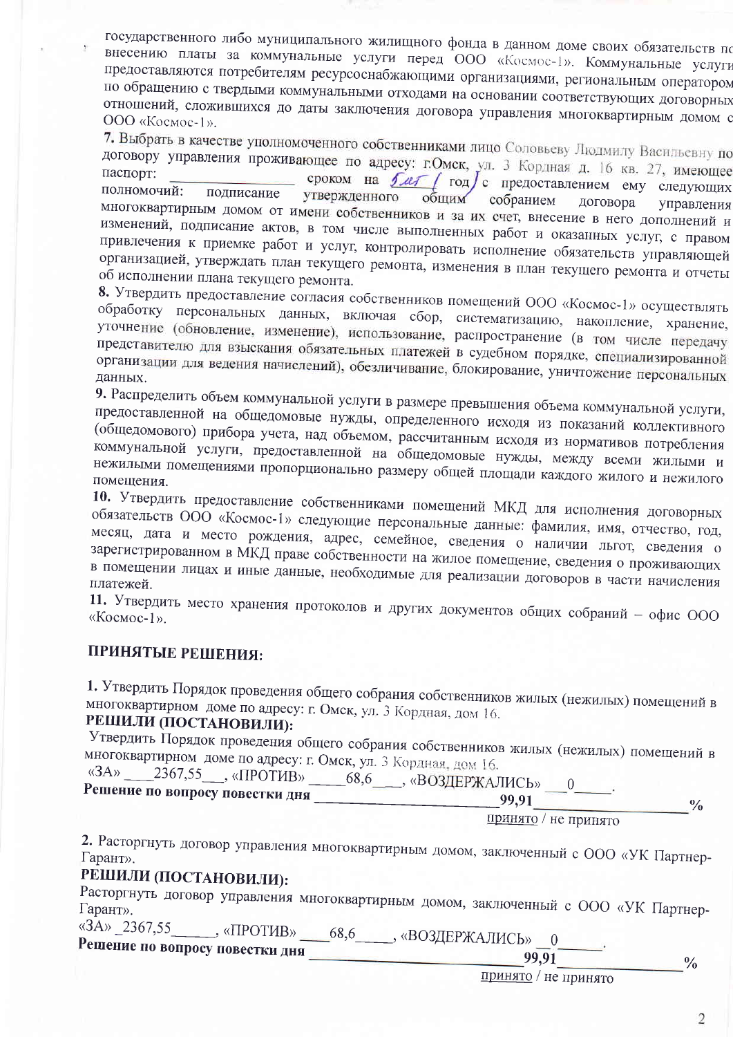государственного либо муниципального жилищного фонда в данном доме своих обязательств по внесению платы за коммунальные услуги перед ООО «Космос-1». Коммунальные услуги предоставляются потребителям ресурсоснабжающими организациями, региональным оператором по обращению с твердыми коммунальными отходами на основании соответствующих договорных отношений, сложившихся до даты заключения договора управления многоквартирным домом с ООО «Космос-1».

**7.** Выбрать в качестве уполномоченного собственниками лицо Соловьеву Людмилу Васильевну по договору управления проживающее по адресу: г.Омск, ул. 3 Кордная д. 16 кв. 27, имеющее паспорт: ______________ сроком на 5 лет / год с предоставлением ему следующих полномочий: подписание утвержденного общим собранием договора управления многоквартирным домом от имени собственников и за их счет, внесение в него дополнений и изменений, подписание актов, в том числе выполненных работ и оказанных услуг, с правом привлечения к приемке работ и услуг, контролировать исполнение обязательств управляющей организацией, утверждать план текущего ремонта, изменения в план текущего ремонта и отчеты об исполнении плана текущего ремонта.

**8.** Утвердить предоставление согласия собственников помещений ООО «Космос-1» осуществлять обработку персональных данных, включая сбор, систематизацию, накопление, хранение, уточнение (обновление, изменение), использование, распространение (в том числе передачу представителю для взыскания обязательных платежей в судебном порядке, специализированной организации для ведения начислений), обезличивание, блокирование, уничтожение персональных данных.

**9.** Распределить объем коммунальной услуги в размере превышения объема коммунальной услуги, предоставленной на общедомовые нужды, определенного исходя из показаний коллективного (общедомового) прибора учета, над объемом, рассчитанным исходя из нормативов потребления коммунальной услуги, предоставленной на общедомовые нужды, между всеми жилыми и нежилыми помещениями пропорционально размеру общей площади каждого жилого и нежилого помещения.

**10.** Утвердить предоставление собственниками помещений МКД для исполнения договорных обязательств ООО «Космос-1» следующие персональные данные: фамилия, имя, отчество, год, месяц, дата и место рождения, адрес, семейное, сведения о наличии льгот, сведения о зарегистрированном в МКД праве собственности на жилое помещение, сведения о проживающих в помещении лицах и иные данные, необходимые для реализации договоров в части начисления платежей.

**11.** Утвердить место хранения протоколов и других документов общих собраний – офис ООО «Космос-1».

## ПРИНЯТЫЕ РЕШЕНИЯ:

**1.** Утвердить Порядок проведения общего собрания собственников жилых (нежилых) помещений в многоквартирном доме по адресу: г. Омск, ул. 3 Кордная, дом 16.

**РЕШИЛИ (ПОСТАНОВИЛИ):**

Утвердить Порядок проведения общего собрания собственников жилых (нежилых) помещений в многоквартирном доме по адресу: г. Омск, ул. 3 Кордная, дом 16.

«ЗА» ____2367,55___, «ПРОТИВ» _____68,6___, «ВОЗДЕРЖАЛИСЬ» ___0_____.

**Решение по вопросу повестки дня** ______________________99,91__________________%

принято / не принято

**2.** Расторгнуть договор управления многоквартирным домом, заключенный с ООО «УК Партнер-Гарант».

**РЕШИЛИ (ПОСТАНОВИЛИ):**

Расторгнуть договор управления многоквартирным домом, заключенный с ООО «УК Партнер-Гарант».

«ЗА» _2367,55_____, «ПРОТИВ» ____68,6____, «ВОЗДЕРЖАЛИСЬ» __0_____.

**Решение по вопросу повестки дня** ______________________99,91________________%

принято / не принято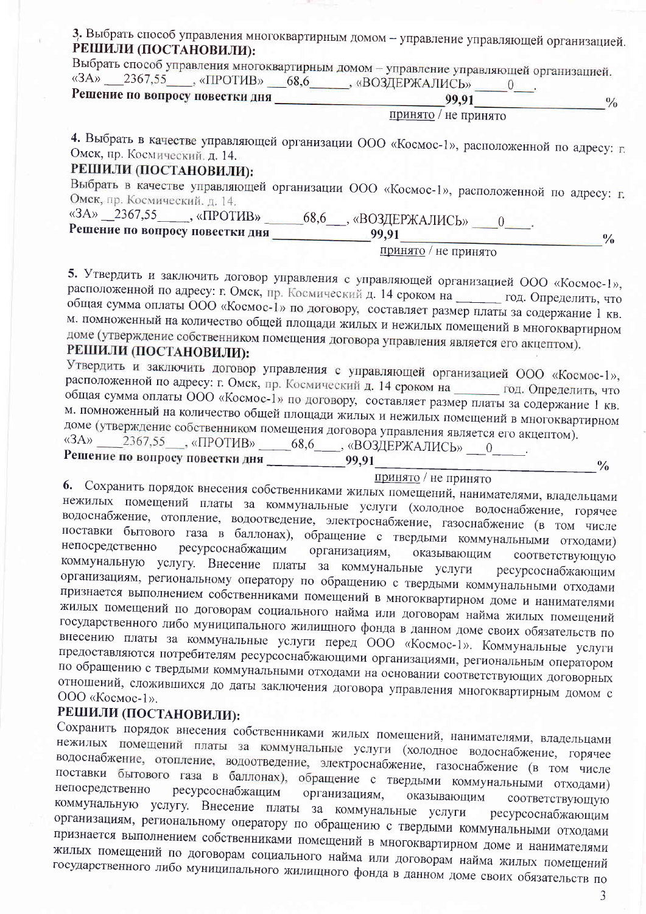3. Выбрать способ управления многоквартирным домом – управление управляющей организацией.

**РЕШИЛИ (ПОСТАНОВИЛИ):**

Выбрать способ управления многоквартирным домом – управление управляющей организацией.
«ЗА» __2367,55____, «ПРОТИВ» ___68,6______, «ВОЗДЕРЖАЛИСЬ» _____0___.

**Решение по вопросу повестки дня** ________________________99,91________________%

принято / не принято

4. Выбрать в качестве управляющей организации ООО «Космос-1», расположенной по адресу: г. Омск, пр. Космический. д. 14.

**РЕШИЛИ (ПОСТАНОВИЛИ):**

Выбрать в качестве управляющей организации ООО «Космос-1», расположенной по адресу: г. Омск, пр. Космический. д. 14.
«ЗА» __2367,55_____, «ПРОТИВ» ______68,6___, «ВОЗДЕРЖАЛИСЬ» ____0____.

**Решение по вопросу повестки дня** ______________99,91__________________________%

принято / не принято

5. Утвердить и заключить договор управления с управляющей организацией ООО «Космос-1», расположенной по адресу: г. Омск, пр. Космический д. 14 сроком на _______ год. Определить, что общая сумма оплаты ООО «Космос-1» по договору, составляет размер платы за содержание 1 кв. м. помноженный на количество общей площади жилых и нежилых помещений в многоквартирном доме (утверждение собственником помещения договора управления является его акцептом).

**РЕШИЛИ (ПОСТАНОВИЛИ):**

Утвердить и заключить договор управления с управляющей организацией ООО «Космос-1», расположенной по адресу: г. Омск, пр. Космический д. 14 сроком на _______ год. Определить, что общая сумма оплаты ООО «Космос-1» по договору, составляет размер платы за содержание 1 кв. м. помноженный на количество общей площади жилых и нежилых помещений в многоквартирном доме (утверждение собственником помещения договора управления является его акцептом).
«ЗА» ____2367,55___, «ПРОТИВ» _____68,6____, «ВОЗДЕРЖАЛИСЬ» __0_____.

**Решение по вопросу повестки дня** ___________99,91________________________________%

принято / не принято

6. Сохранить порядок внесения собственниками жилых помещений, нанимателями, владельцами нежилых помещений платы за коммунальные услуги (холодное водоснабжение, горячее водоснабжение, отопление, водоотведение, электроснабжение, газоснабжение (в том числе поставки бытового газа в баллонах), обращение с твердыми коммунальными отходами) непосредственно ресурсоснабжащим организациям, оказывающим соответствующую коммунальную услугу. Внесение платы за коммунальные услуги ресурсоснабжающим организациям, региональному оператору по обращению с твердыми коммунальными отходами признается выполнением собственниками помещений в многоквартирном доме и нанимателями жилых помещений по договорам социального найма или договорам найма жилых помещений государственного либо муниципального жилищного фонда в данном доме своих обязательств по внесению платы за коммунальные услуги перед ООО «Космос-1». Коммунальные услуги предоставляются потребителям ресурсоснабжающими организациями, региональным оператором по обращению с твердыми коммунальными отходами на основании соответствующих договорных отношений, сложившихся до даты заключения договора управления многоквартирным домом с ООО «Космос-1».

**РЕШИЛИ (ПОСТАНОВИЛИ):**

Сохранить порядок внесения собственниками жилых помещений, нанимателями, владельцами нежилых помещений платы за коммунальные услуги (холодное водоснабжение, горячее водоснабжение, отопление, водоотведение, электроснабжение, газоснабжение (в том числе поставки бытового газа в баллонах), обращение с твердыми коммунальными отходами) непосредственно ресурсоснабжащим организациям, оказывающим соответствующую коммунальную услугу. Внесение платы за коммунальные услуги ресурсоснабжающим организациям, региональному оператору по обращению с твердыми коммунальными отходами признается выполнением собственниками помещений в многоквартирном доме и нанимателями жилых помещений по договорам социального найма или договорам найма жилых помещений государственного либо муниципального жилищного фонда в данном доме своих обязательств по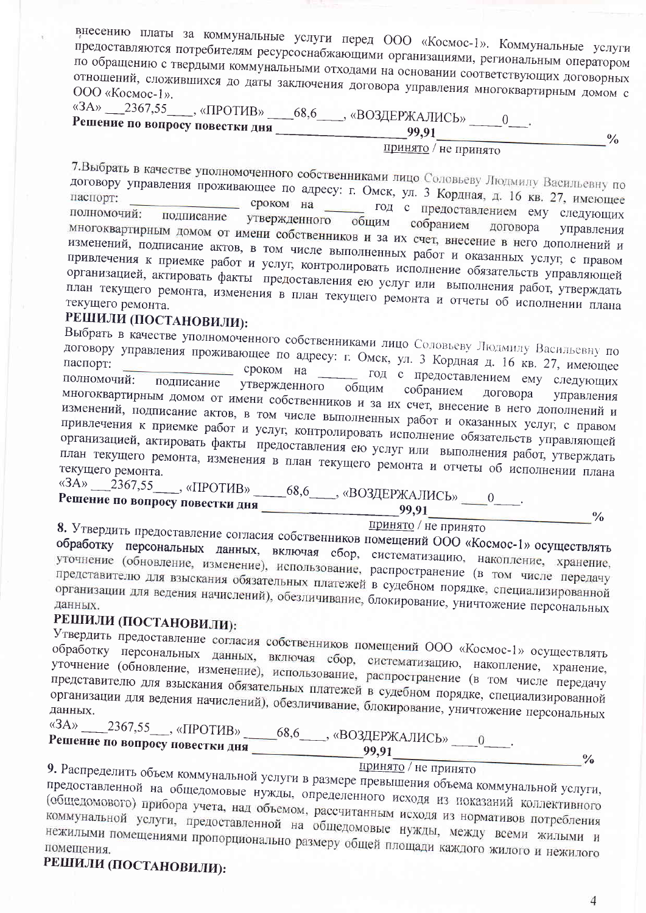внесению платы за коммунальные услуги перед ООО «Космос-1». Коммунальные услуги предоставляются потребителям ресурсоснабжающими организациями, региональным оператором по обращению с твердыми коммунальными отходами на основании соответствующих договорных отношений, сложившихся до даты заключения договора управления многоквартирным домом с ООО «Космос-1».

«ЗА» __2367,55____, «ПРОТИВ» ____68,6____, «ВОЗДЕРЖАЛИСЬ» _____0___.

**Решение по вопросу повестки дня** ________________99,91________________%

принято / не принято

7.Выбрать в качестве уполномоченного собственниками лицо Соловьеву Людмилу Васильевну по договору управления проживающее по адресу: г. Омск, ул. 3 Кордная, д. 16 кв. 27, имеющее паспорт: ______________ сроком на _____ год с предоставлением ему следующих полномочий: подписание утвержденного общим собранием договора управления многоквартирным домом от имени собственников и за их счет, внесение в него дополнений и изменений, подписание актов, в том числе выполненных работ и оказанных услуг, с правом привлечения к приемке работ и услуг, контролировать исполнение обязательств управляющей организацией, актировать факты предоставления ею услуг или выполнения работ, утверждать план текущего ремонта, изменения в план текущего ремонта и отчеты об исполнении плана текущего ремонта.

## РЕШИЛИ (ПОСТАНОВИЛИ):

Выбрать в качестве уполномоченного собственниками лицо Соловьеву Людмилу Васильевну по договору управления проживающее по адресу: г. Омск, ул. 3 Кордная д. 16 кв. 27, имеющее паспорт: ______________ сроком на ______ год с предоставлением ему следующих полномочий: подписание утвержденного общим собранием договора управления многоквартирным домом от имени собственников и за их счет, внесение в него дополнений и изменений, подписание актов, в том числе выполненных работ и оказанных услуг, с правом привлечения к приемке работ и услуг, контролировать исполнение обязательств управляющей организацией, актировать факты предоставления ею услуг или выполнения работ, утверждать план текущего ремонта, изменения в план текущего ремонта и отчеты об исполнении плана текущего ремонта.

«ЗА» __2367,55____, «ПРОТИВ» _____68,6____, «ВОЗДЕРЖАЛИСЬ» ____0____.

**Решение по вопросу повестки дня** ________________99,91________________%

принято / не принято

**8.** Утвердить предоставление согласия собственников помещений ООО «Космос-1» осуществлять **обработку персональных данных**, включая сбор, систематизацию, накопление, хранение, уточнение (обновление, изменение), использование, распространение (в том числе передачу представителю для взыскания обязательных платежей в судебном порядке, специализированной организации для ведения начислений), обезличивание, блокирование, уничтожение персональных данных.

## РЕШИЛИ (ПОСТАНОВИЛИ):

Утвердить предоставление согласия собственников помещений ООО «Космос-1» осуществлять обработку персональных данных, включая сбор, систематизацию, накопление, хранение, уточнение (обновление, изменение), использование, распространение (в том числе передачу представителю для взыскания обязательных платежей в судебном порядке, специализированной организации для ведения начислений), обезличивание, блокирование, уничтожение персональных данных.

«ЗА» ____2367,55___, «ПРОТИВ» _____68,6____, «ВОЗДЕРЖАЛИСЬ» ____0____.

**Решение по вопросу повестки дня** ______________99,91________________%

принято / не принято

**9.** Распределить объем коммунальной услуги в размере превышения объема коммунальной услуги, предоставленной на общедомовые нужды, определенного исходя из показаний коллективного (общедомового) прибора учета, над объемом, рассчитанным исходя из нормативов потребления коммунальной услуги, предоставленной на общедомовые нужды, между всеми жилыми и нежилыми помещениями пропорционально размеру общей площади каждого жилого и нежилого помещения.

## РЕШИЛИ (ПОСТАНОВИЛИ):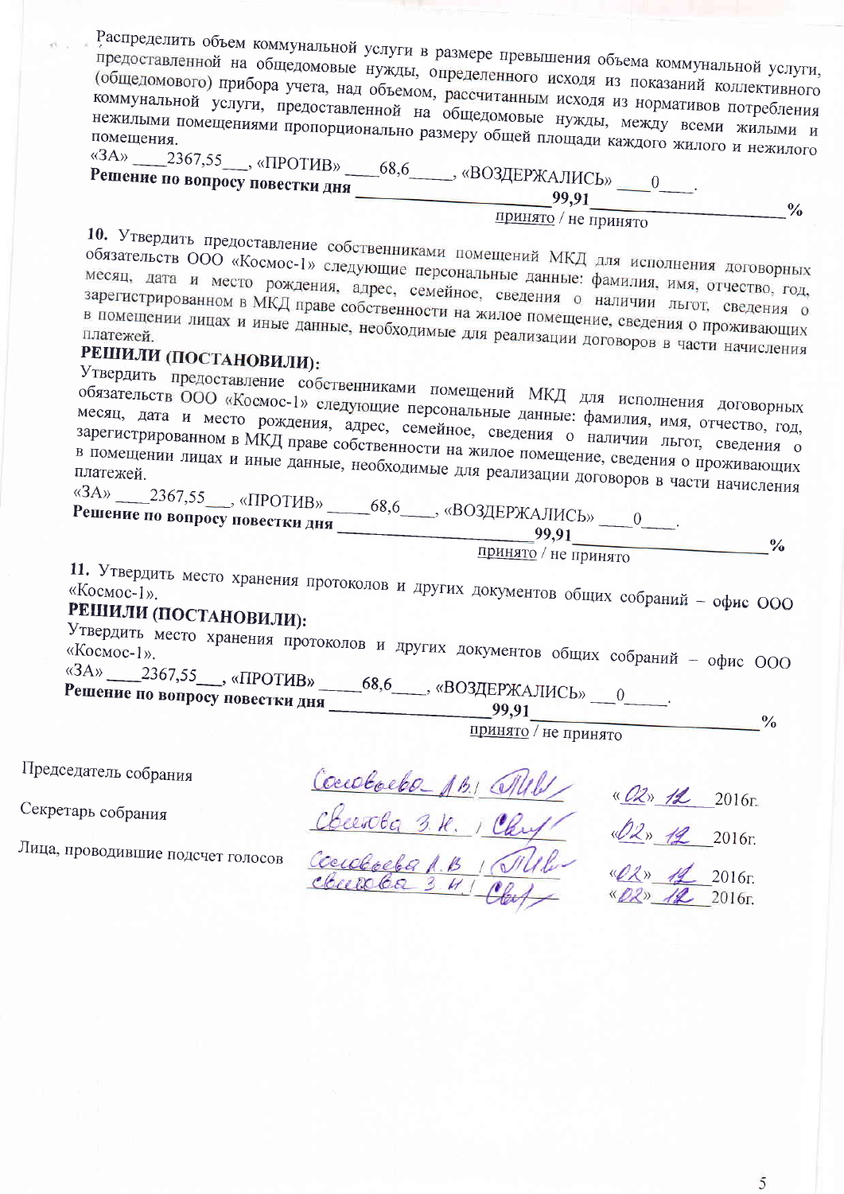Распределить объем коммунальной услуги в размере превышения объема коммунальной услуги, предоставленной на общедомовые нужды, определенного исходя из показаний коллективного (общедомового) прибора учета, над объемом, рассчитанным исходя из нормативов потребления коммунальной услуги, предоставленной на общедомовые нужды, между всеми жилыми и нежилыми помещениями пропорционально размеру общей площади каждого жилого и нежилого помещения.

«ЗА» ____2367,55___, «ПРОТИВ» ____68,6_____, «ВОЗДЕРЖАЛИСЬ» ____0____.

**Решение по вопросу повестки дня** ____________________99,91____________________%

принято / не принято

**10.** Утвердить предоставление собственниками помещений МКД для исполнения договорных обязательств ООО «Космос-1» следующие персональные данные: фамилия, имя, отчество, год, месяц, дата и место рождения, адрес, семейное, сведения о наличии льгот, сведения о зарегистрированном в МКД праве собственности на жилое помещение, сведения о проживающих в помещении лицах и иные данные, необходимые для реализации договоров в части начисления платежей.

**РЕШИЛИ (ПОСТАНОВИЛИ):**

Утвердить предоставление собственниками помещений МКД для исполнения договорных обязательств ООО «Космос-1» следующие персональные данные: фамилия, имя, отчество, год, месяц, дата и место рождения, адрес, семейное, сведения о наличии льгот, сведения о зарегистрированном в МКД праве собственности на жилое помещение, сведения о проживающих в помещении лицах и иные данные, необходимые для реализации договоров в части начисления платежей.

«ЗА» ____2367,55___, «ПРОТИВ» _____68,6____, «ВОЗДЕРЖАЛИСЬ» ____0____.

**Решение по вопросу повестки дня** ____________________99,91____________________%

принято / не принято

**11.** Утвердить место хранения протоколов и других документов общих собраний – **офис ООО «Космос-1»**.

**РЕШИЛИ (ПОСТАНОВИЛИ):**

Утвердить место хранения протоколов и других документов общих собраний – офис ООО «Космос-1».

«ЗА» ____2367,55___, «ПРОТИВ» _____68,6____, «ВОЗДЕРЖАЛИСЬ» ___0_____.

**Решение по вопросу повестки дня** ________________99,91____________________%

принято / не принято

Председатель собрания Соловьева А.В. / (подпись) «02» 12 2016г.

Секретарь собрания Свешова З.К. / (подпись) «02» 12 2016г.

Лица, проводившие подсчет голосов Соловьева А.В / (подпись) «02» 12 2016г.
Свешова З.К. / (подпись) «02» 12 2016г.